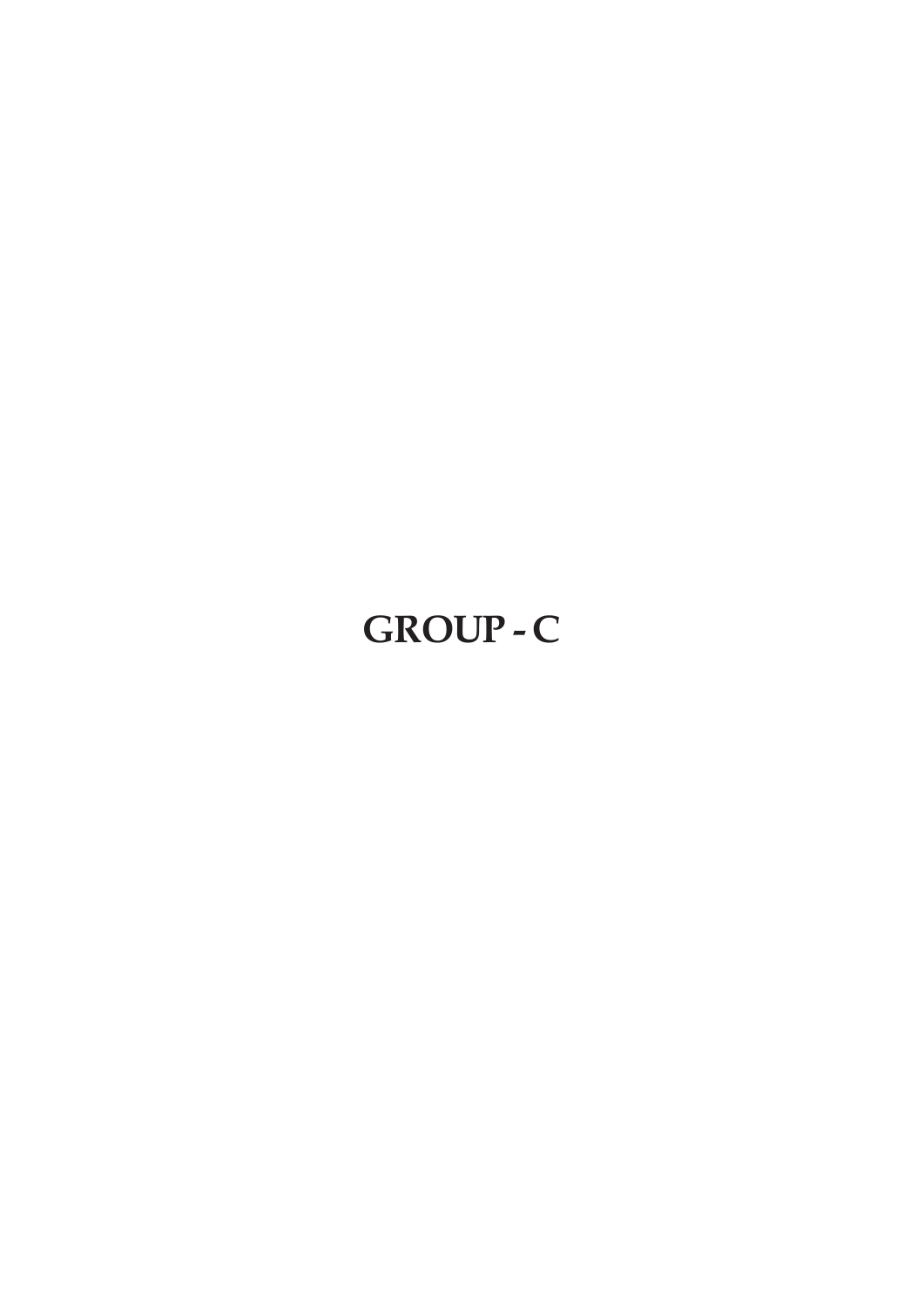# GROUP - C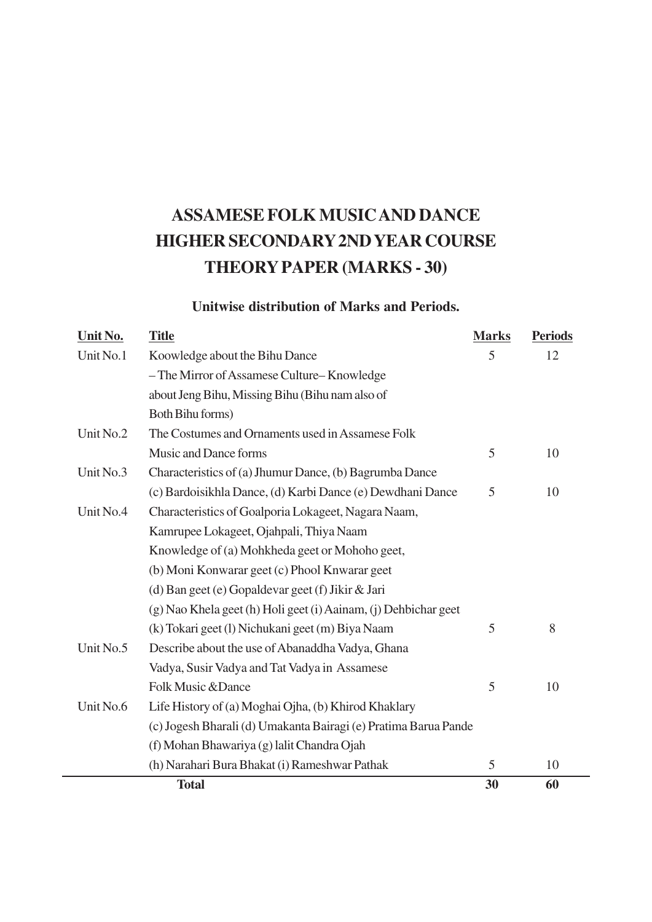# ASSAMESE FOLK MUSIC AND DANCE
# HIGHER SECONDARY 2ND YEAR COURSE
# THEORY PAPER (MARKS - 30)

**Unitwise distribution of Marks and Periods.**

| Unit No. | Title | Marks | Periods |
|---|---|---|---|
| Unit No.1 | Koowledge about the Bihu Dance – The Mirror of Assamese Culture– Knowledge about Jeng Bihu, Missing Bihu (Bihu nam also of Both Bihu forms) | 5 | 12 |
| Unit No.2 | The Costumes and Ornaments used in Assamese Folk Music and Dance forms | 5 | 10 |
| Unit No.3 | Characteristics of (a) Jhumur Dance, (b) Bagrumba Dance (c) Bardoisikhla Dance, (d) Karbi Dance (e) Dewdhani Dance | 5 | 10 |
| Unit No.4 | Characteristics of Goalporia Lokageet, Nagara Naam, Kamrupee Lokageet, Ojahpali, Thiya Naam Knowledge of (a) Mohkheda geet or Mohoho geet, (b) Moni Konwarar geet (c) Phool Knwarar geet (d) Ban geet (e) Gopaldevar geet (f) Jikir & Jari (g) Nao Khela geet (h) Holi geet (i) Aainam, (j) Dehbichar geet (k) Tokari geet (l) Nichukani geet (m) Biya Naam | 5 | 8 |
| Unit No.5 | Describe about the use of Abanaddha Vadya, Ghana Vadya, Susir Vadya and Tat Vadya in Assamese Folk Music &Dance | 5 | 10 |
| Unit No.6 | Life History of (a) Moghai Ojha, (b) Khirod Khaklary (c) Jogesh Bharali (d) Umakanta Bairagi (e) Pratima Barua Pande (f) Mohan Bhawariya (g) lalit Chandra Ojah (h) Narahari Bura Bhakat (i) Rameshwar Pathak | 5 | 10 |
| | **Total** | **30** | **60** |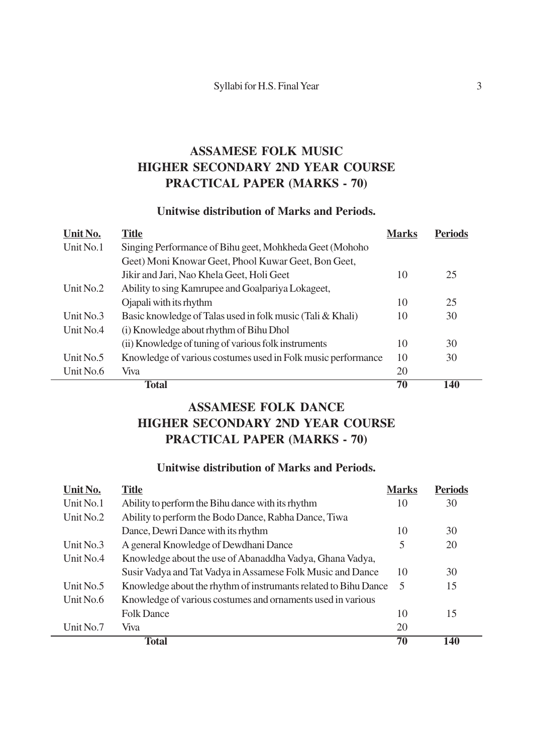## ASSAMESE FOLK MUSIC
## HIGHER SECONDARY 2ND YEAR COURSE
## PRACTICAL PAPER (MARKS - 70)

### Unitwise distribution of Marks and Periods.

| Unit No. | Title | Marks | Periods |
|---|---|---|---|
| Unit No.1 | Singing Performance of Bihu geet, Mohkheda Geet (Mohoho Geet) Moni Knowar Geet, Phool Kuwar Geet, Bon Geet, Jikir and Jari, Nao Khela Geet, Holi Geet | 10 | 25 |
| Unit No.2 | Ability to sing Kamrupee and Goalpariya Lokageet, Ojapali with its rhythm | 10 | 25 |
| Unit No.3 | Basic knowledge of Talas used in folk music (Tali & Khali) | 10 | 30 |
| Unit No.4 | (i) Knowledge about rhythm of Bihu Dhol<br>(ii) Knowledge of tuning of various folk instruments | 10 | 30 |
| Unit No.5 | Knowledge of various costumes used in Folk music performance | 10 | 30 |
| Unit No.6 | Viva | 20 | |
| | **Total** | **70** | **140** |

## ASSAMESE FOLK DANCE
## HIGHER SECONDARY 2ND YEAR COURSE
## PRACTICAL PAPER (MARKS - 70)

### Unitwise distribution of Marks and Periods.

| Unit No. | Title | Marks | Periods |
|---|---|---|---|
| Unit No.1 | Ability to perform the Bihu dance with its rhythm | 10 | 30 |
| Unit No.2 | Ability to perform the Bodo Dance, Rabha Dance, Tiwa Dance, Dewri Dance with its rhythm | 10 | 30 |
| Unit No.3 | A general Knowledge of Dewdhani Dance | 5 | 20 |
| Unit No.4 | Knowledge about the use of Abanaddha Vadya, Ghana Vadya, Susir Vadya and Tat Vadya in Assamese Folk Music and Dance | 10 | 30 |
| Unit No.5 | Knowledge about the rhythm of instruments related to Bihu Dance | 5 | 15 |
| Unit No.6 | Knowledge of various costumes and ornaments used in various Folk Dance | 10 | 15 |
| Unit No.7 | Viva | 20 | |
| | **Total** | **70** | **140** |